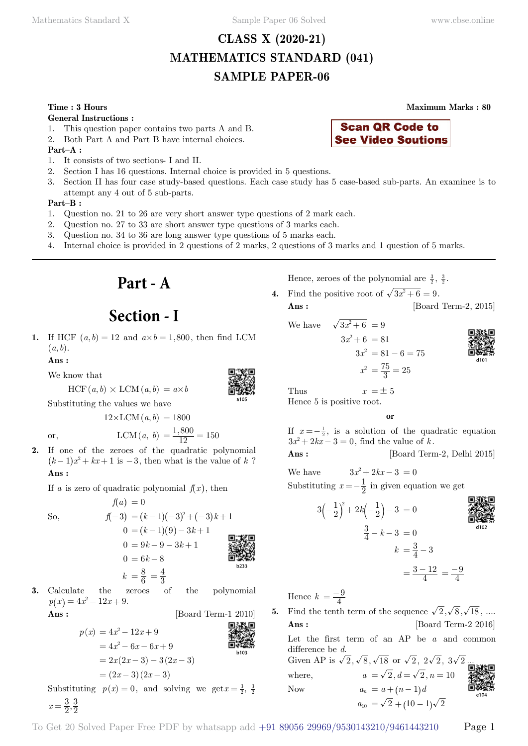# CLASS X (2020-21)
# MATHEMATICS STANDARD (041)
# SAMPLE PAPER-06

**Time : 3 Hours** **Maximum Marks : 80**

**General Instructions :**

1. This question paper contains two parts A and B.
2. Both Part A and Part B have internal choices.

**Part–A :**

1. It consists of two sections- I and II.
2. Section I has 16 questions. Internal choice is provided in 5 questions.
3. Section II has four case study-based questions. Each case study has 5 case-based sub-parts. An examinee is to attempt any 4 out of 5 sub-parts.

**Part–B :**

1. Question no. 21 to 26 are very short answer type questions of 2 mark each.
2. Question no. 27 to 33 are short answer type questions of 3 marks each.
3. Question no. 34 to 36 are long answer type questions of 5 marks each.
4. Internal choice is provided in 2 questions of 2 marks, 2 questions of 3 marks and 1 question of 5 marks.

**Scan QR Code to See Video Soutions**

# Part - A

## Section - I

**1.** If HCF $(a, b) = 12$ and $a \times b = 1{,}800$, then find LCM $(a, b)$.

**Ans :**

We know that

$$\text{HCF}(a, b) \times \text{LCM}(a, b) = a \times b$$

Substituting the values we have

$$12 \times \text{LCM}(a, b) = 1800$$

or, $$\text{LCM}(a, b) = \frac{1{,}800}{12} = 150$$

**2.** If one of the zeroes of the quadratic polynomial $(k-1)x^2 + kx + 1$ is $-3$, then what is the value of $k$ ?

**Ans :**

If $a$ is zero of quadratic polynomial $f(x)$, then

$$f(a) = 0$$

So, 
$$\begin{aligned} f(-3) &= (k-1)(-3)^2 + (-3)k + 1 \\ 0 &= (k-1)(9) - 3k + 1 \\ 0 &= 9k - 9 - 3k + 1 \\ 0 &= 6k - 8 \\ k &= \frac{8}{6} = \frac{4}{3} \end{aligned}$$

**3.** Calculate the zeroes of the polynomial $p(x) = 4x^2 - 12x + 9$.

**Ans :** [Board Term-1 2010]

$$\begin{aligned} p(x) &= 4x^2 - 12x + 9 \\ &= 4x^2 - 6x - 6x + 9 \\ &= 2x(2x-3) - 3(2x-3) \\ &= (2x-3)(2x-3) \end{aligned}$$

Substituting $p(x) = 0$, and solving we get $x = \frac{3}{2}, \frac{3}{2}$

$x = \frac{3}{2}, \frac{3}{2}$

Hence, zeroes of the polynomial are $\frac{3}{2}, \frac{3}{2}$.

**4.** Find the positive root of $\sqrt{3x^2 + 6} = 9$.

**Ans :** [Board Term-2, 2015]

We have 
$$\begin{aligned} \sqrt{3x^2 + 6} &= 9 \\ 3x^2 + 6 &= 81 \\ 3x^2 &= 81 - 6 = 75 \\ x^2 &= \frac{75}{3} = 25 \end{aligned}$$

Thus $x = \pm 5$

Hence 5 is positive root.

**or**

If $x = -\frac{1}{2}$, is a solution of the quadratic equation $3x^2 + 2kx - 3 = 0$, find the value of $k$.

**Ans :** [Board Term-2, Delhi 2015]

We have $3x^2 + 2kx - 3 = 0$

Substituting $x = -\frac{1}{2}$ in given equation we get

$$\begin{aligned} 3\left(-\frac{1}{2}\right)^2 + 2k\left(-\frac{1}{2}\right) - 3 &= 0 \\ \frac{3}{4} - k - 3 &= 0 \\ k &= \frac{3}{4} - 3 \\ &= \frac{3-12}{4} = \frac{-9}{4} \end{aligned}$$

Hence $k = \frac{-9}{4}$

**5.** Find the tenth term of the sequence $\sqrt{2}, \sqrt{8}, \sqrt{18}$, ....

**Ans :** [Board Term-2 2016]

Let the first term of an AP be $a$ and common difference be $d$.

Given AP is $\sqrt{2}, \sqrt{8}, \sqrt{18}$ or $\sqrt{2}, 2\sqrt{2}, 3\sqrt{2}$ ...

where, $a = \sqrt{2}, d = \sqrt{2}, n = 10$

Now 
$$\begin{aligned} a_n &= a + (n-1)d \\ a_{10} &= \sqrt{2} + (10-1)\sqrt{2} \end{aligned}$$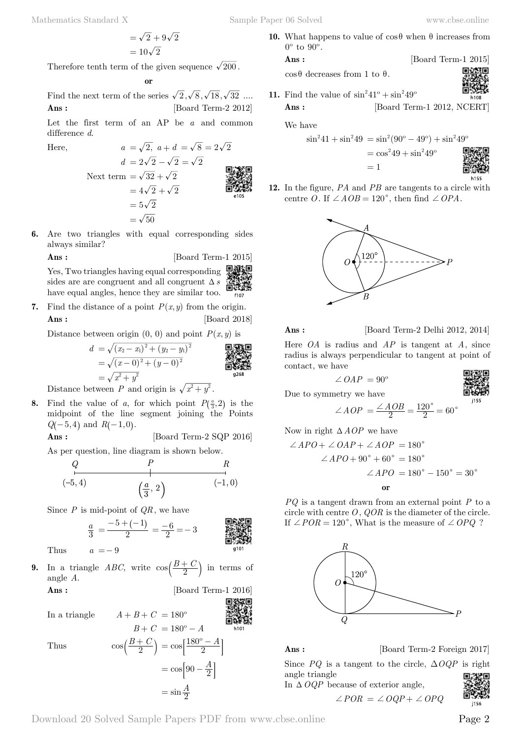$= \sqrt{2} + 9\sqrt{2}$

$= 10\sqrt{2}$

Therefore tenth term of the given sequence $\sqrt{200}$.

**or**

Find the next term of the series $\sqrt{2}, \sqrt{8}, \sqrt{18}, \sqrt{32}$ ....

**Ans :** [Board Term-2 2012]

Let the first term of an AP be $a$ and common difference $d$.

Here,

$$a = \sqrt{2},\ a + d = \sqrt{8} = 2\sqrt{2}$$

$$d = 2\sqrt{2} - \sqrt{2} = \sqrt{2}$$

$$\text{Next term} = \sqrt{32} + \sqrt{2}$$

$$= 4\sqrt{2} + \sqrt{2}$$

$$= 5\sqrt{2}$$

$$= \sqrt{50}$$

**6.** Are two triangles with equal corresponding sides always similar?

**Ans :** [Board Term-1 2015]

Yes, Two triangles having equal corresponding sides are are congruent and all congruent $\Delta$ s have equal angles, hence they are similar too.

**7.** Find the distance of a point $P(x, y)$ from the origin.

**Ans :** [Board 2018]

Distance between origin (0, 0) and point $P(x, y)$ is

$$d = \sqrt{(x_2 - x_1)^2 + (y_2 - y_1)^2}$$

$$= \sqrt{(x - 0)^2 + (y - 0)^2}$$

$$= \sqrt{x^2 + y^2}$$

Distance between $P$ and origin is $\sqrt{x^2 + y^2}$.

**8.** Find the value of $a$, for which point $P(\frac{a}{3}, 2)$ is the midpoint of the line segment joining the Points $Q(-5, 4)$ and $R(-1, 0)$.

**Ans :** [Board Term-2 SQP 2016]

As per question, line diagram is shown below.

Q P R

(−5, 4) $\left(\frac{a}{3}, 2\right)$ (−1, 0)

Since $P$ is mid-point of $QR$, we have

$$\frac{a}{3} = \frac{-5 + (-1)}{2} = \frac{-6}{2} = -3$$

Thus $a = -9$

**9.** In a triangle $ABC$, write $\cos\left(\frac{B + C}{2}\right)$ in terms of angle $A$.

**Ans :** [Board Term-1 2016]

In a triangle $A + B + C = 180^\circ$

$$B + C = 180^\circ - A$$

Thus

$$\cos\left(\frac{B + C}{2}\right) = \cos\left[\frac{180^\circ - A}{2}\right]$$

$$= \cos\left[90 - \frac{A}{2}\right]$$

$$= \sin\frac{A}{2}$$

**10.** What happens to value of $\cos\theta$ when $\theta$ increases from $0^\circ$ to $90^\circ$.

**Ans :** [Board Term-1 2015]

$\cos\theta$ decreases from 1 to $\theta$.

**11.** Find the value of $\sin^2 41^\circ + \sin^2 49^\circ$

**Ans :** [Board Term-1 2012, NCERT]

We have

$$\sin^2 41 + \sin^2 49 = \sin^2(90^\circ - 49^\circ) + \sin^2 49^\circ$$

$$= \cos^2 49 + \sin^2 49^\circ$$

$$= 1$$

**12.** In the figure, $PA$ and $PB$ are tangents to a circle with centre $O$. If $\angle AOB = 120^\circ$, then find $\angle OPA$.

A

O 120° P

B

**Ans :** [Board Term-2 Delhi 2012, 2014]

Here $OA$ is radius and $AP$ is tangent at $A$, since radius is always perpendicular to tangent at point of contact, we have

$$\angle OAP = 90^\circ$$

Due to symmetry we have

$$\angle AOP = \frac{\angle AOB}{2} = \frac{120^\circ}{2} = 60^\circ$$

Now in right $\Delta AOP$ we have

$$\angle APO + \angle OAP + \angle AOP = 180^\circ$$

$$\angle APO + 90^\circ + 60^\circ = 180^\circ$$

$$\angle APO = 180^\circ - 150^\circ = 30^\circ$$

**or**

$PQ$ is a tangent drawn from an external point $P$ to a circle with centre $O$, $QOR$ is the diameter of the circle. If $\angle POR = 120^\circ$, What is the measure of $\angle OPQ$ ?

R

O 120°

Q P

**Ans :** [Board Term-2 Foreign 2017]

Since $PQ$ is a tangent to the circle, $\Delta OQP$ is right angle triangle

In $\Delta OQP$ because of exterior angle,

$$\angle POR = \angle OQP + \angle OPQ$$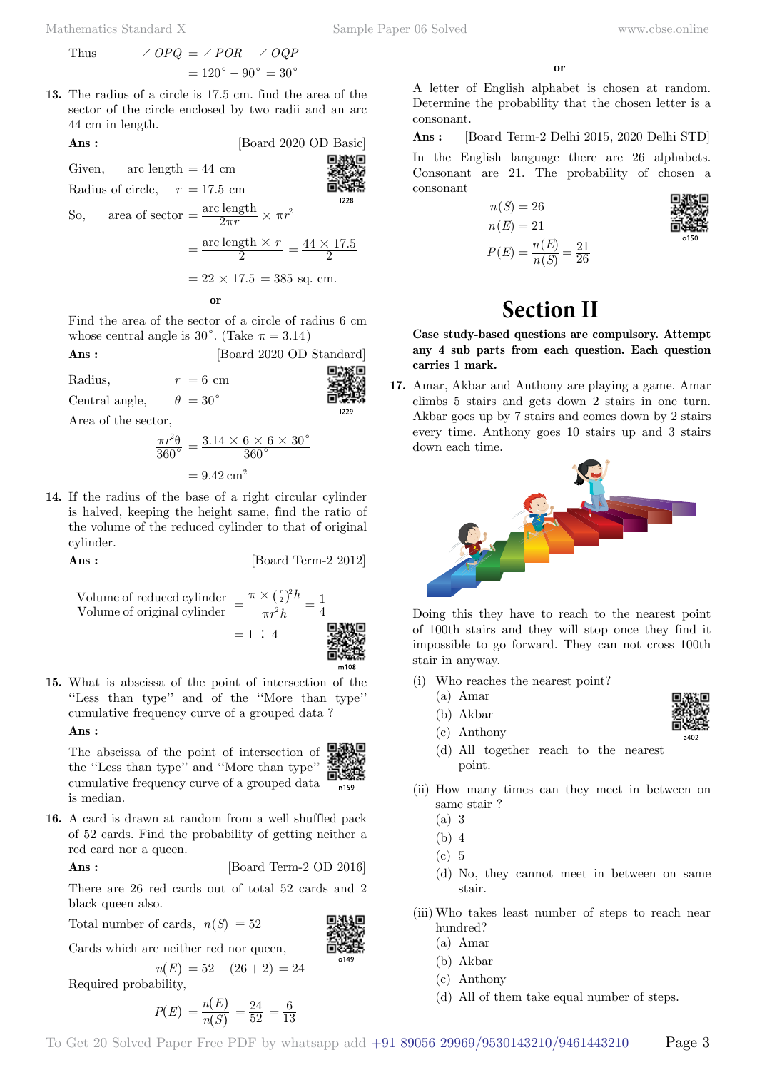Thus $\angle OPQ = \angle POR - \angle OQP$

$= 120^\circ - 90^\circ = 30^\circ$

**13.** The radius of a circle is 17.5 cm. find the area of the sector of the circle enclosed by two radii and an arc 44 cm in length.

**Ans :** [Board 2020 OD Basic]

Given, arc length $= 44$ cm

Radius of circle, $r = 17.5$ cm

So, area of sector $= \dfrac{\text{arc length}}{2\pi r} \times \pi r^2$

$= \dfrac{\text{arc length} \times r}{2} = \dfrac{44 \times 17.5}{2}$

$= 22 \times 17.5 = 385$ sq. cm.

**or**

Find the area of the sector of a circle of radius 6 cm whose central angle is $30^\circ$. (Take $\pi = 3.14$)

**Ans :** [Board 2020 OD Standard]

Radius, $r = 6$ cm

Central angle, $\theta = 30^\circ$

Area of the sector,

$$\frac{\pi r^2 \theta}{360^\circ} = \frac{3.14 \times 6 \times 6 \times 30^\circ}{360^\circ}$$

$$= 9.42 \text{ cm}^2$$

**14.** If the radius of the base of a right circular cylinder is halved, keeping the height same, find the ratio of the volume of the reduced cylinder to that of original cylinder.

**Ans :** [Board Term-2 2012]

$$\frac{\text{Volume of reduced cylinder}}{\text{Volume of original cylinder}} = \frac{\pi \times \left(\frac{r}{2}\right)^2 h}{\pi r^2 h} = \frac{1}{4}$$

$$= 1 : 4$$

**15.** What is abscissa of the point of intersection of the "Less than type" and of the "More than type" cumulative frequency curve of a grouped data ?

**Ans :**

The abscissa of the point of intersection of the "Less than type" and "More than type" cumulative frequency curve of a grouped data is median.

**16.** A card is drawn at random from a well shuffled pack of 52 cards. Find the probability of getting neither a red card nor a queen.

**Ans :** [Board Term-2 OD 2016]

There are 26 red cards out of total 52 cards and 2 black queen also.

Total number of cards, $n(S) = 52$

Cards which are neither red nor queen,

$$n(E) = 52 - (26 + 2) = 24$$

Required probability,

$$P(E) = \frac{n(E)}{n(S)} = \frac{24}{52} = \frac{6}{13}$$

**or**

A letter of English alphabet is chosen at random. Determine the probability that the chosen letter is a consonant.

**Ans :** [Board Term-2 Delhi 2015, 2020 Delhi STD]

In the English language there are 26 alphabets. Consonant are 21. The probability of chosen a consonant

$$n(S) = 26$$

$$n(E) = 21$$

$$P(E) = \frac{n(E)}{n(S)} = \frac{21}{26}$$

# Section II

**Case study-based questions are compulsory. Attempt any 4 sub parts from each question. Each question carries 1 mark.**

**17.** Amar, Akbar and Anthony are playing a game. Amar climbs 5 stairs and gets down 2 stairs in one turn. Akbar goes up by 7 stairs and comes down by 2 stairs every time. Anthony goes 10 stairs up and 3 stairs down each time.

Doing this they have to reach to the nearest point of 100th stairs and they will stop once they find it impossible to go forward. They can not cross 100th stair in anyway.

(i) Who reaches the nearest point?
- (a) Amar
- (b) Akbar
- (c) Anthony
- (d) All together reach to the nearest point.

(ii) How many times can they meet in between on same stair ?
- (a) 3
- (b) 4
- (c) 5
- (d) No, they cannot meet in between on same stair.

(iii) Who takes least number of steps to reach near hundred?
- (a) Amar
- (b) Akbar
- (c) Anthony
- (d) All of them take equal number of steps.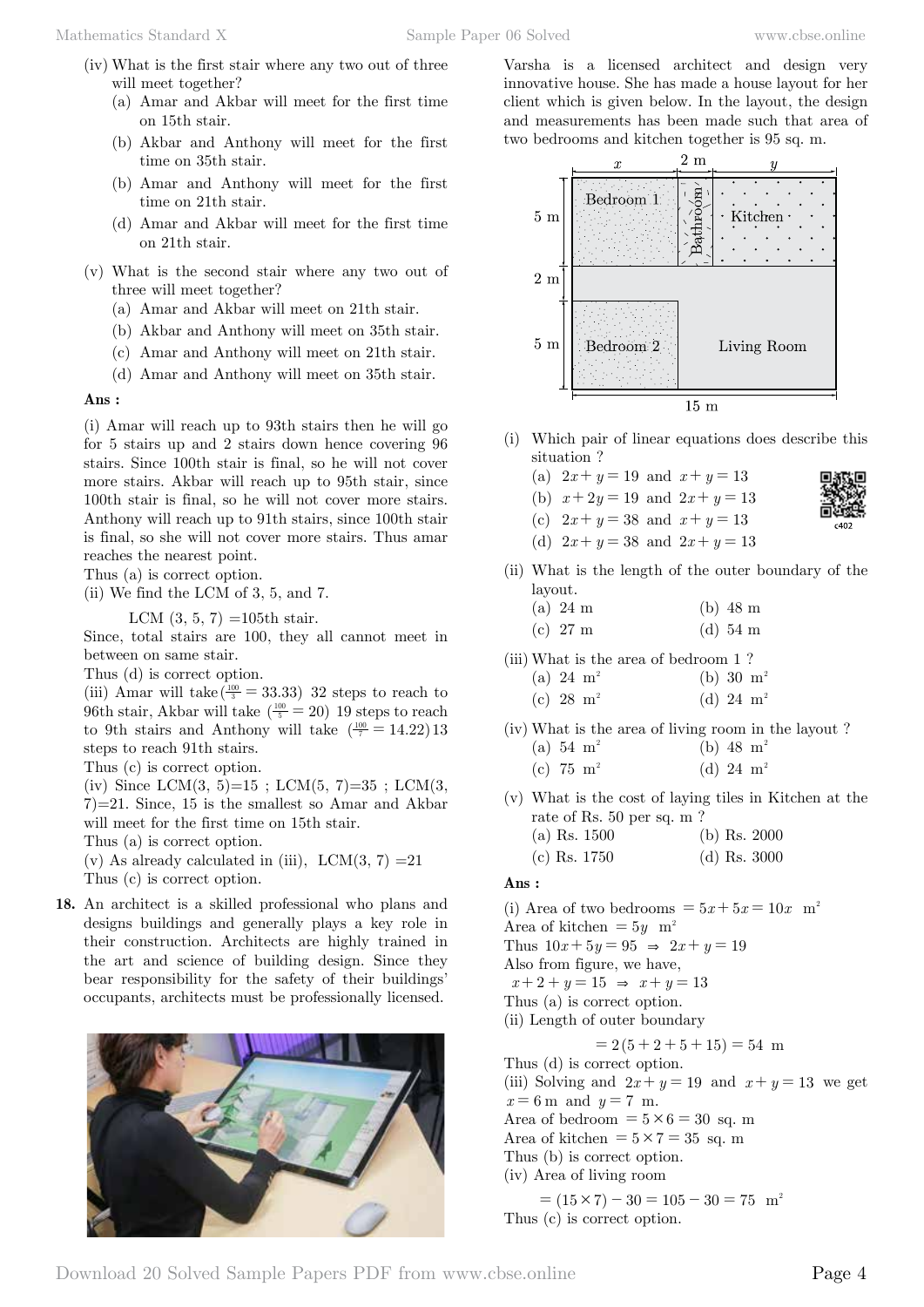(iv) What is the first stair where any two out of three will meet together?

(a) Amar and Akbar will meet for the first time on 15th stair.

(b) Akbar and Anthony will meet for the first time on 35th stair.

(b) Amar and Anthony will meet for the first time on 21th stair.

(d) Amar and Akbar will meet for the first time on 21th stair.

(v) What is the second stair where any two out of three will meet together?

(a) Amar and Akbar will meet on 21th stair.

(b) Akbar and Anthony will meet on 35th stair.

(c) Amar and Anthony will meet on 21th stair.

(d) Amar and Anthony will meet on 35th stair.

**Ans :**

(i) Amar will reach up to 93th stairs then he will go for 5 stairs up and 2 stairs down hence covering 96 stairs. Since 100th stair is final, so he will not cover more stairs. Akbar will reach up to 95th stair, since 100th stair is final, so he will not cover more stairs. Anthony will reach up to 91th stairs, since 100th stair is final, so she will not cover more stairs. Thus amar reaches the nearest point.

Thus (a) is correct option.

(ii) We find the LCM of 3, 5, and 7.

LCM (3, 5, 7) =105th stair.

Since, total stairs are 100, they all cannot meet in between on same stair.

Thus (d) is correct option.

(iii) Amar will take $\left(\frac{100}{3} = 33.33\right)$ 32 steps to reach to 96th stair, Akbar will take $\left(\frac{100}{5} = 20\right)$ 19 steps to reach to 9th stairs and Anthony will take $\left(\frac{100}{7} = 14.22\right)$ 13 steps to reach 91th stairs.

Thus (c) is correct option.

(iv) Since LCM(3, 5)=15 ; LCM(5, 7)=35 ; LCM(3, 7)=21. Since, 15 is the smallest so Amar and Akbar will meet for the first time on 15th stair.

Thus (a) is correct option.

(v) As already calculated in (iii), LCM(3, 7) =21

Thus (c) is correct option.

**18.** An architect is a skilled professional who plans and designs buildings and generally plays a key role in their construction. Architects are highly trained in the art and science of building design. Since they bear responsibility for the safety of their buildings' occupants, architects must be professionally licensed.

Varsha is a licensed architect and design very innovative house. She has made a house layout for her client which is given below. In the layout, the design and measurements has been made such that area of two bedrooms and kitchen together is 95 sq. m.

x
2 m
y
5 m
Bedroom 1
Bathroom
Kitchen
2 m
5 m
Bedroom 2
Living Room
15 m

(i) Which pair of linear equations does describe this situation ?

(a) $2x + y = 19$ and $x + y = 13$

(b) $x + 2y = 19$ and $2x + y = 13$

(c) $2x + y = 38$ and $x + y = 13$

(d) $2x + y = 38$ and $2x + y = 13$

(ii) What is the length of the outer boundary of the layout.

(a) 24 m (b) 48 m

(c) 27 m (d) 54 m

(iii) What is the area of bedroom 1 ?

(a) 24 $m^2$ (b) 30 $m^2$

(c) 28 $m^2$ (d) 24 $m^2$

(iv) What is the area of living room in the layout ?

(a) 54 $m^2$ (b) 48 $m^2$

(c) 75 $m^2$ (d) 24 $m^2$

(v) What is the cost of laying tiles in Kitchen at the rate of Rs. 50 per sq. m ?

(a) Rs. 1500 (b) Rs. 2000

(c) Rs. 1750 (d) Rs. 3000

**Ans :**

(i) Area of two bedrooms $= 5x + 5x = 10x$ $m^2$

Area of kitchen $= 5y$ $m^2$

Thus $10x + 5y = 95 \Rightarrow 2x + y = 19$

Also from figure, we have,

$x + 2 + y = 15 \Rightarrow x + y = 13$

Thus (a) is correct option.

(ii) Length of outer boundary

$$= 2(5 + 2 + 5 + 15) = 54 \text{ m}$$

Thus (d) is correct option.

(iii) Solving and $2x + y = 19$ and $x + y = 13$ we get $x = 6$ m and $y = 7$ m.

Area of bedroom $= 5 \times 6 = 30$ sq. m

Area of kitchen $= 5 \times 7 = 35$ sq. m

Thus (b) is correct option.

(iv) Area of living room

$$= (15 \times 7) - 30 = 105 - 30 = 75 \text{ } m^2$$

Thus (c) is correct option.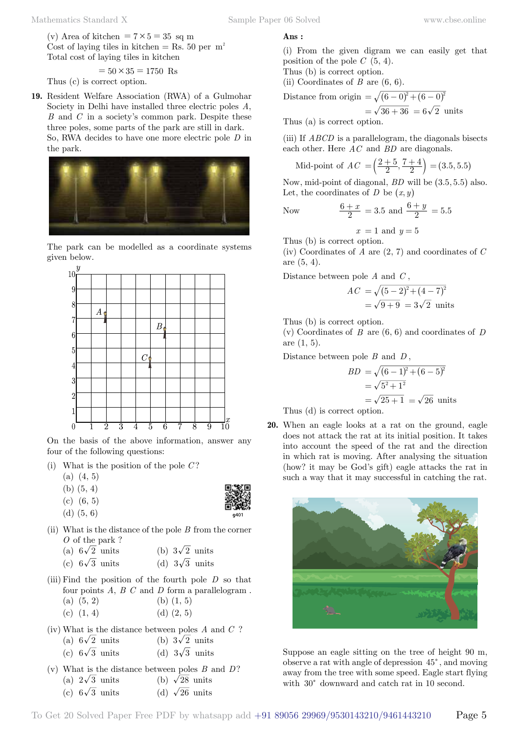(v) Area of kitchen $= 7 \times 5 = 35$ sq m

Cost of laying tiles in kitchen = Rs. 50 per $m^2$

Total cost of laying tiles in kitchen

$$= 50 \times 35 = 1750 \text{ Rs}$$

Thus (c) is correct option.

**19.** Resident Welfare Association (RWA) of a Gulmohar Society in Delhi have installed three electric poles $A$, $B$ and $C$ in a society's common park. Despite these three poles, some parts of the park are still in dark. So, RWA decides to have one more electric pole $D$ in the park.

The park can be modelled as a coordinate systems given below.

y
10
9
8
7
6
5
4
3
2
1
0
1 2 3 4 5 6 7 8 9 10
x
A
B
C

On the basis of the above information, answer any four of the following questions:

(i) What is the position of the pole $C$?
 (a) (4, 5)
 (b) (5, 4)
 (c) (6, 5)
 (d) (5, 6)

(ii) What is the distance of the pole $B$ from the corner $O$ of the park ?
 (a) $6\sqrt{2}$ units  (b) $3\sqrt{2}$ units
 (c) $6\sqrt{3}$ units  (d) $3\sqrt{3}$ units

(iii) Find the position of the fourth pole $D$ so that four points $A$, $B$ $C$ and $D$ form a parallelogram .
 (a) (5, 2)  (b) (1, 5)
 (c) (1, 4)  (d) (2, 5)

(iv) What is the distance between poles $A$ and $C$ ?
 (a) $6\sqrt{2}$ units  (b) $3\sqrt{2}$ units
 (c) $6\sqrt{3}$ units  (d) $3\sqrt{3}$ units

(v) What is the distance between poles $B$ and $D$?
 (a) $2\sqrt{3}$ units  (b) $\sqrt{28}$ units
 (c) $6\sqrt{3}$ units  (d) $\sqrt{26}$ units

**Ans :**

(i) From the given digram we can easily get that position of the pole $C$ (5, 4).

Thus (b) is correct option.

(ii) Coordinates of $B$ are (6, 6).

$$\text{Distance from origin} = \sqrt{(6-0)^2 + (6-0)^2}$$
$$= \sqrt{36+36} = 6\sqrt{2} \text{ units}$$

Thus (a) is correct option.

(iii) If $ABCD$ is a parallelogram, the diagonals bisects each other. Here $AC$ and $BD$ are diagonals.

$$\text{Mid-point of } AC = \left(\frac{2+5}{2}, \frac{7+4}{2}\right) = (3.5, 5.5)$$

Now, mid-point of diagonal, $BD$ will be (3.5, 5.5) also. Let, the coordinates of $D$ be $(x, y)$

$$\text{Now} \quad \frac{6+x}{2} = 3.5 \text{ and } \frac{6+y}{2} = 5.5$$

$$x = 1 \text{ and } y = 5$$

Thus (b) is correct option.

(iv) Coordinates of $A$ are (2, 7) and coordinates of $C$ are (5, 4).

Distance between pole $A$ and $C$,

$$AC = \sqrt{(5-2)^2 + (4-7)^2}$$
$$= \sqrt{9+9} = 3\sqrt{2} \text{ units}$$

Thus (b) is correct option.

(v) Coordinates of $B$ are (6, 6) and coordinates of $D$ are (1, 5).

Distance between pole $B$ and $D$,

$$BD = \sqrt{(6-1)^2 + (6-5)^2}$$
$$= \sqrt{5^2 + 1^2}$$
$$= \sqrt{25+1} = \sqrt{26} \text{ units}$$

Thus (d) is correct option.

**20.** When an eagle looks at a rat on the ground, eagle does not attack the rat at its initial position. It takes into account the speed of the rat and the direction in which rat is moving. After analysing the situation (how? it may be God's gift) eagle attacks the rat in such a way that it may successful in catching the rat.

Suppose an eagle sitting on the tree of height 90 m, observe a rat with angle of depression 45°, and moving away from the tree with some speed. Eagle start flying with 30° downward and catch rat in 10 second.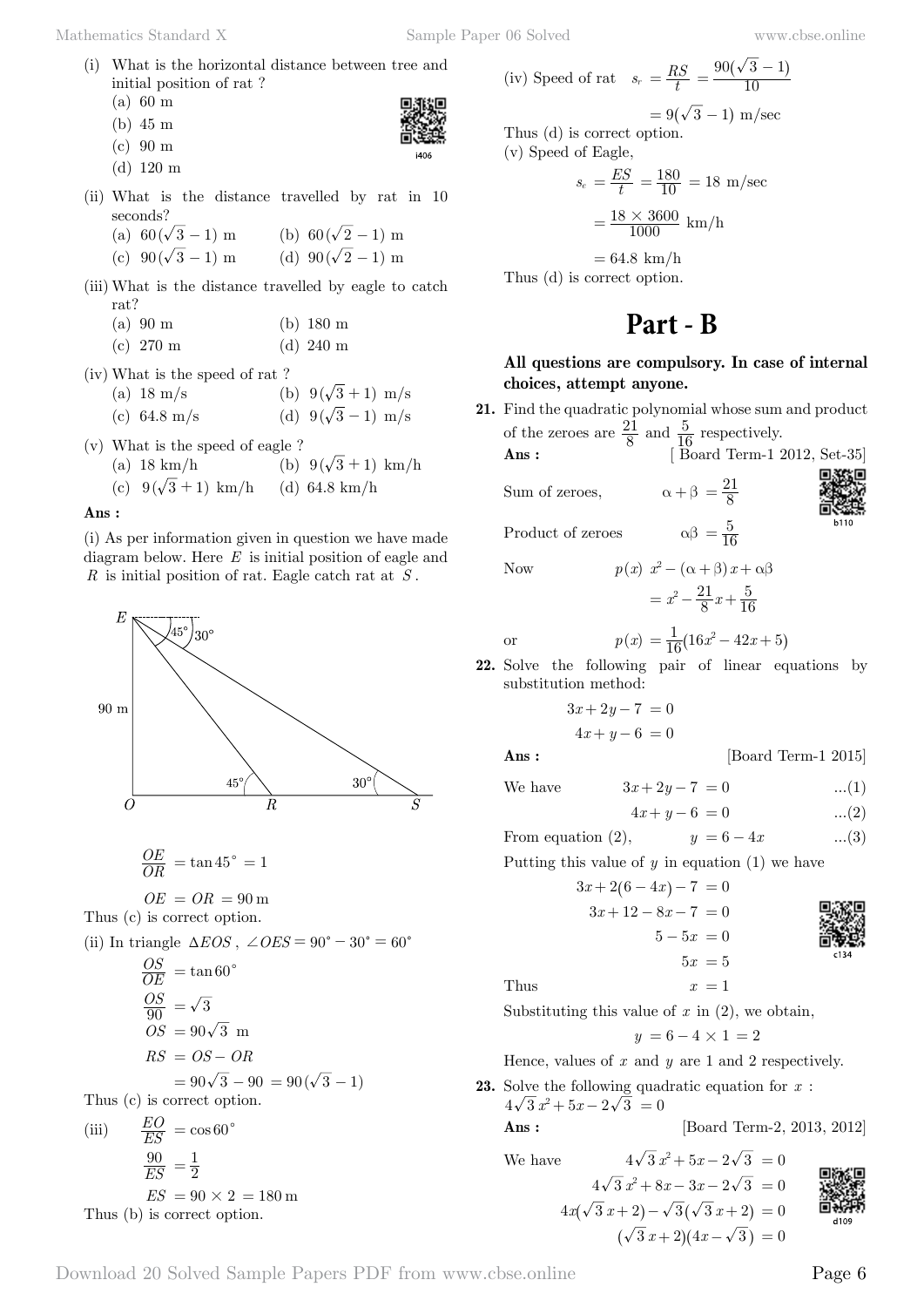(i) What is the horizontal distance between tree and initial position of rat ?

(a) 60 m

(b) 45 m

(c) 90 m

(d) 120 m

(ii) What is the distance travelled by rat in 10 seconds?

(a) $60(\sqrt{3}-1)$ m  (b) $60(\sqrt{2}-1)$ m

(c) $90(\sqrt{3}-1)$ m  (d) $90(\sqrt{2}-1)$ m

(iii) What is the distance travelled by eagle to catch rat?

(a) 90 m  (b) 180 m

(c) 270 m  (d) 240 m

(iv) What is the speed of rat ?

(a) 18 m/s  (b) $9(\sqrt{3}+1)$ m/s

(c) 64.8 m/s  (d) $9(\sqrt{3}-1)$ m/s

(v) What is the speed of eagle ?

(a) 18 km/h  (b) $9(\sqrt{3}+1)$ km/h

(c) $9(\sqrt{3}+1)$ km/h  (d) 64.8 km/h

**Ans :**

(i) As per information given in question we have made diagram below. Here $E$ is initial position of eagle and $R$ is initial position of rat. Eagle catch rat at $S$.

E
45°
30°
90 m
45°
30°
O
R
S

$$\frac{OE}{OR} = \tan 45^\circ = 1$$

$$OE = OR = 90\,\text{m}$$

Thus (c) is correct option.

(ii) In triangle $\Delta EOS$, $\angle OES = 90^\circ - 30^\circ = 60^\circ$

$$\frac{OS}{OE} = \tan 60^\circ$$

$$\frac{OS}{90} = \sqrt{3}$$

$$OS = 90\sqrt{3}\ \text{m}$$

$$RS = OS - OR$$

$$= 90\sqrt{3} - 90 = 90(\sqrt{3}-1)$$

Thus (c) is correct option.

(iii) $$\frac{EO}{ES} = \cos 60^\circ$$

$$\frac{90}{ES} = \frac{1}{2}$$

$$ES = 90 \times 2 = 180\,\text{m}$$

Thus (b) is correct option.

(iv) Speed of rat $\quad s_r = \dfrac{RS}{t} = \dfrac{90(\sqrt{3}-1)}{10}$

$$= 9(\sqrt{3}-1)\ \text{m/sec}$$

Thus (d) is correct option.

(v) Speed of Eagle,

$$s_e = \frac{ES}{t} = \frac{180}{10} = 18\ \text{m/sec}$$

$$= \frac{18 \times 3600}{1000}\ \text{km/h}$$

$$= 64.8\ \text{km/h}$$

Thus (d) is correct option.

# Part - B

**All questions are compulsory. In case of internal choices, attempt anyone.**

**21.** Find the quadratic polynomial whose sum and product of the zeroes are $\frac{21}{8}$ and $\frac{5}{16}$ respectively.

**Ans :** [Board Term-1 2012, Set-35]

Sum of zeroes, $\quad \alpha + \beta = \dfrac{21}{8}$

Product of zeroes $\quad \alpha\beta = \dfrac{5}{16}$

Now $\quad p(x)\ x^2 - (\alpha+\beta)x + \alpha\beta$

$$= x^2 - \frac{21}{8}x + \frac{5}{16}$$

or $\quad p(x) = \dfrac{1}{16}(16x^2 - 42x + 5)$

**22.** Solve the following pair of linear equations by substitution method:

$$3x + 2y - 7 = 0$$
$$4x + y - 6 = 0$$

**Ans :** [Board Term-1 2015]

We have $\quad 3x + 2y - 7 = 0 \quad$ ...(1)

$\quad 4x + y - 6 = 0 \quad$ ...(2)

From equation (2), $\quad y = 6 - 4x \quad$ ...(3)

Putting this value of $y$ in equation (1) we have

$$3x + 2(6-4x) - 7 = 0$$
$$3x + 12 - 8x - 7 = 0$$
$$5 - 5x = 0$$
$$5x = 5$$

Thus $\quad x = 1$

Substituting this value of $x$ in (2), we obtain,

$$y = 6 - 4 \times 1 = 2$$

Hence, values of $x$ and $y$ are 1 and 2 respectively.

**23.** Solve the following quadratic equation for $x$ : $4\sqrt{3}x^2 + 5x - 2\sqrt{3} = 0$

**Ans :** [Board Term-2, 2013, 2012]

We have $\quad 4\sqrt{3}x^2 + 5x - 2\sqrt{3} = 0$

$$4\sqrt{3}x^2 + 8x - 3x - 2\sqrt{3} = 0$$
$$4x(\sqrt{3}x + 2) - \sqrt{3}(\sqrt{3}x + 2) = 0$$
$$(\sqrt{3}x + 2)(4x - \sqrt{3}) = 0$$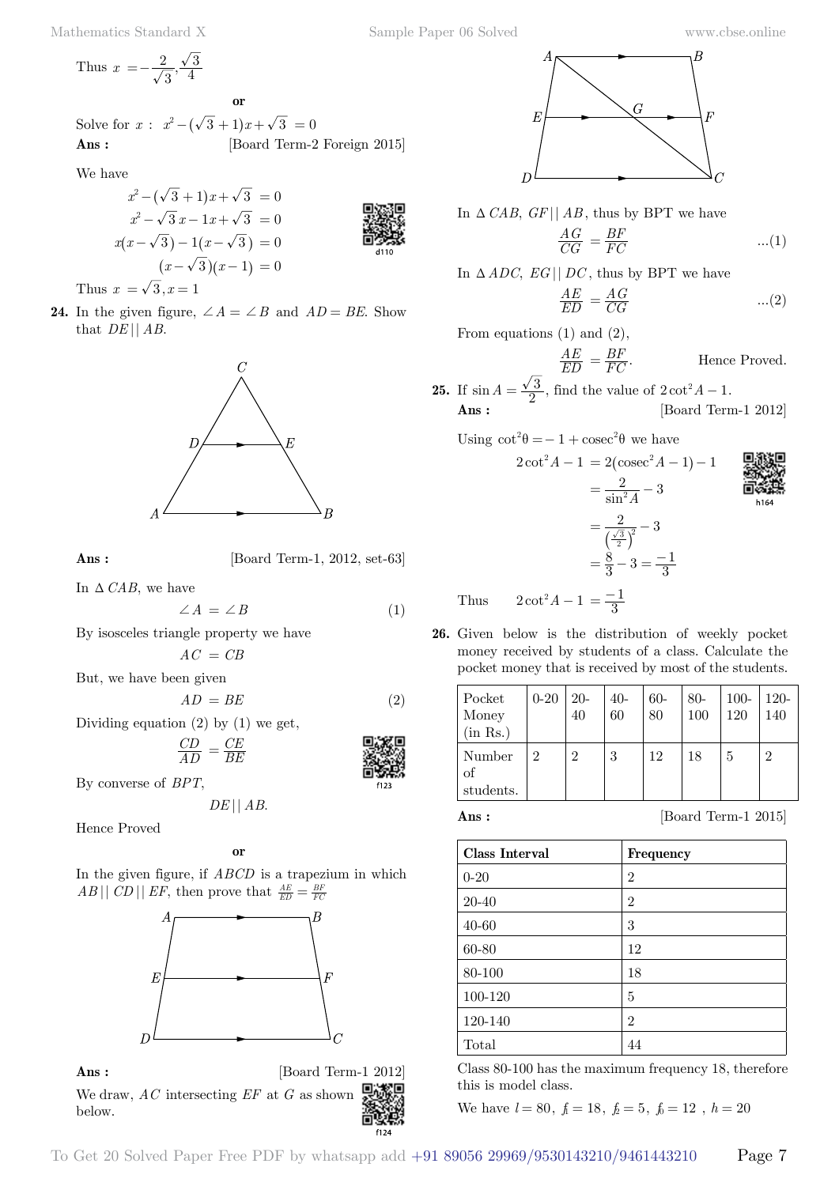Thus $x = -\frac{2}{\sqrt{3}}, \frac{\sqrt{3}}{4}$

**or**

Solve for $x$ : $x^2 - (\sqrt{3}+1)x + \sqrt{3} = 0$

**Ans :** [Board Term-2 Foreign 2015]

We have

$$x^2 - (\sqrt{3}+1)x + \sqrt{3} = 0$$
$$x^2 - \sqrt{3}x - 1x + \sqrt{3} = 0$$
$$x(x-\sqrt{3}) - 1(x-\sqrt{3}) = 0$$
$$(x-\sqrt{3})(x-1) = 0$$

Thus $x = \sqrt{3}, x = 1$

**24.** In the given figure, $\angle A = \angle B$ and $AD = BE$. Show that $DE || AB$.

C
D E
A B

**Ans :** [Board Term-1, 2012, set-63]

In $\Delta CAB$, we have

$$\angle A = \angle B \quad (1)$$

By isosceles triangle property we have

$$AC = CB$$

But, we have been given

$$AD = BE \quad (2)$$

Dividing equation (2) by (1) we get,

$$\frac{CD}{AD} = \frac{CE}{BE}$$

By converse of $BPT$,

$$DE || AB.$$

Hence Proved

**or**

In the given figure, if $ABCD$ is a trapezium in which $AB || CD || EF$, then prove that $\frac{AE}{ED} = \frac{BF}{FC}$

A B
E F
D C

**Ans :** [Board Term-1 2012]

We draw, $AC$ intersecting $EF$ at $G$ as shown below.

A B
E G F
D C

In $\Delta CAB$, $GF || AB$, thus by BPT we have

$$\frac{AG}{CG} = \frac{BF}{FC} \quad ...(1)$$

In $\Delta ADC$, $EG || DC$, thus by BPT we have

$$\frac{AE}{ED} = \frac{AG}{CG} \quad ...(2)$$

From equations (1) and (2),

$$\frac{AE}{ED} = \frac{BF}{FC}.$$

Hence Proved.

**25.** If $\sin A = \frac{\sqrt{3}}{2}$, find the value of $2\cot^2 A - 1$.

**Ans :** [Board Term-1 2012]

Using $\cot^2\theta = -1 + \operatorname{cosec}^2\theta$ we have

$$2\cot^2 A - 1 = 2(\operatorname{cosec}^2 A - 1) - 1$$
$$= \frac{2}{\sin^2 A} - 3$$
$$= \frac{2}{\left(\frac{\sqrt{3}}{2}\right)^2} - 3$$
$$= \frac{8}{3} - 3 = \frac{-1}{3}$$

Thus $2\cot^2 A - 1 = \frac{-1}{3}$

**26.** Given below is the distribution of weekly pocket money received by students of a class. Calculate the pocket money that is received by most of the students.

| Pocket Money (in Rs.) | 0-20 | 20-40 | 40-60 | 60-80 | 80-100 | 100-120 | 120-140 |
|---|---|---|---|---|---|---|---|
| Number of students. | 2 | 2 | 3 | 12 | 18 | 5 | 2 |

**Ans :** [Board Term-1 2015]

| Class Interval | Frequency |
|---|---|
| 0-20 | 2 |
| 20-40 | 2 |
| 40-60 | 3 |
| 60-80 | 12 |
| 80-100 | 18 |
| 100-120 | 5 |
| 120-140 | 2 |
| Total | 44 |

Class 80-100 has the maximum frequency 18, therefore this is model class.

We have $l = 80$, $f_1 = 18$, $f_2 = 5$, $f_0 = 12$ , $h = 20$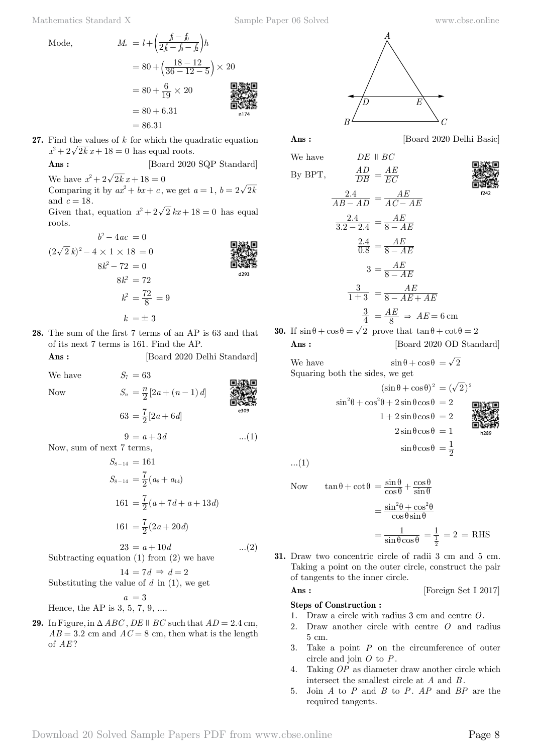Mode, 

$$M_o = l + \left(\frac{f_1 - f_0}{2f_1 - f_0 - f_2}\right)h$$

$$= 80 + \left(\frac{18-12}{36-12-5}\right) \times 20$$

$$= 80 + \frac{6}{19} \times 20$$

$$= 80 + 6.31$$

$$= 86.31$$

**27.** Find the values of $k$ for which the quadratic equation $x^2 + 2\sqrt{2k}\,x + 18 = 0$ has equal roots.

**Ans :** [Board 2020 SQP Standard]

We have $x^2 + 2\sqrt{2k}\,x + 18 = 0$

Comparing it by $ax^2 + bx + c$, we get $a = 1$, $b = 2\sqrt{2k}$ and $c = 18$.

Given that, equation $x^2 + 2\sqrt{2}\,kx + 18 = 0$ has equal roots.

$$b^2 - 4ac = 0$$

$$(2\sqrt{2}\,k)^2 - 4 \times 1 \times 18 = 0$$

$$8k^2 - 72 = 0$$

$$8k^2 = 72$$

$$k^2 = \frac{72}{8} = 9$$

$$k = \pm 3$$

**28.** The sum of the first 7 terms of an AP is 63 and that of its next 7 terms is 161. Find the AP.

**Ans :** [Board 2020 Delhi Standard]

We have $S_7 = 63$

Now 

$$S_n = \frac{n}{2}[2a + (n-1)d]$$

$$63 = \frac{7}{2}[2a + 6d]$$

$$9 = a + 3d \qquad ...(1)$$

Now, sum of next 7 terms,

$$S_{8-14} = 161$$

$$S_{8-14} = \frac{7}{2}(a_8 + a_{14})$$

$$161 = \frac{7}{2}(a + 7d + a + 13d)$$

$$161 = \frac{7}{2}(2a + 20d)$$

$$23 = a + 10d \qquad ...(2)$$

Subtracting equation (1) from (2) we have

$$14 = 7d \Rightarrow d = 2$$

Substituting the value of $d$ in (1), we get

$$a = 3$$

Hence, the AP is 3, 5, 7, 9, ....

**29.** In Figure, in $\Delta\, ABC$, $DE \parallel BC$ such that $AD = 2.4$ cm, $AB = 3.2$ cm and $AC = 8$ cm, then what is the length of $AE$?

A

D E

B C

**Ans :** [Board 2020 Delhi Basic]

We have $DE \parallel BC$

By BPT, 

$$\frac{AD}{DB} = \frac{AE}{EC}$$

$$\frac{2.4}{AB - AD} = \frac{AE}{AC - AE}$$

$$\frac{2.4}{3.2 - 2.4} = \frac{AE}{8 - AE}$$

$$\frac{2.4}{0.8} = \frac{AE}{8 - AE}$$

$$3 = \frac{AE}{8 - AE}$$

$$\frac{3}{1+3} = \frac{AE}{8 - AE + AE}$$

$$\frac{3}{4} = \frac{AE}{8} \Rightarrow AE = 6 \text{ cm}$$

**30.** If $\sin\theta + \cos\theta = \sqrt{2}$ prove that $\tan\theta + \cot\theta = 2$

**Ans :** [Board 2020 OD Standard]

We have $\sin\theta + \cos\theta = \sqrt{2}$

Squaring both the sides, we get

$$(\sin\theta + \cos\theta)^2 = (\sqrt{2})^2$$

$$\sin^2\theta + \cos^2\theta + 2\sin\theta\cos\theta = 2$$

$$1 + 2\sin\theta\cos\theta = 2$$

$$2\sin\theta\cos\theta = 1$$

$$\sin\theta\cos\theta = \frac{1}{2}$$

...(1)

Now 

$$\tan\theta + \cot\theta = \frac{\sin\theta}{\cos\theta} + \frac{\cos\theta}{\sin\theta}$$

$$= \frac{\sin^2\theta + \cos^2\theta}{\cos\theta\sin\theta}$$

$$= \frac{1}{\sin\theta\cos\theta} = \frac{1}{\frac{1}{2}} = 2 = \text{RHS}$$

**31.** Draw two concentric circle of radii 3 cm and 5 cm. Taking a point on the outer circle, construct the pair of tangents to the inner circle.

**Ans :** [Foreign Set I 2017]

**Steps of Construction :**

1. Draw a circle with radius 3 cm and centre $O$.
2. Draw another circle with centre $O$ and radius 5 cm.
3. Take a point $P$ on the circumference of outer circle and join $O$ to $P$.
4. Taking $OP$ as diameter draw another circle which intersect the smallest circle at $A$ and $B$.
5. Join $A$ to $P$ and $B$ to $P$. $AP$ and $BP$ are the required tangents.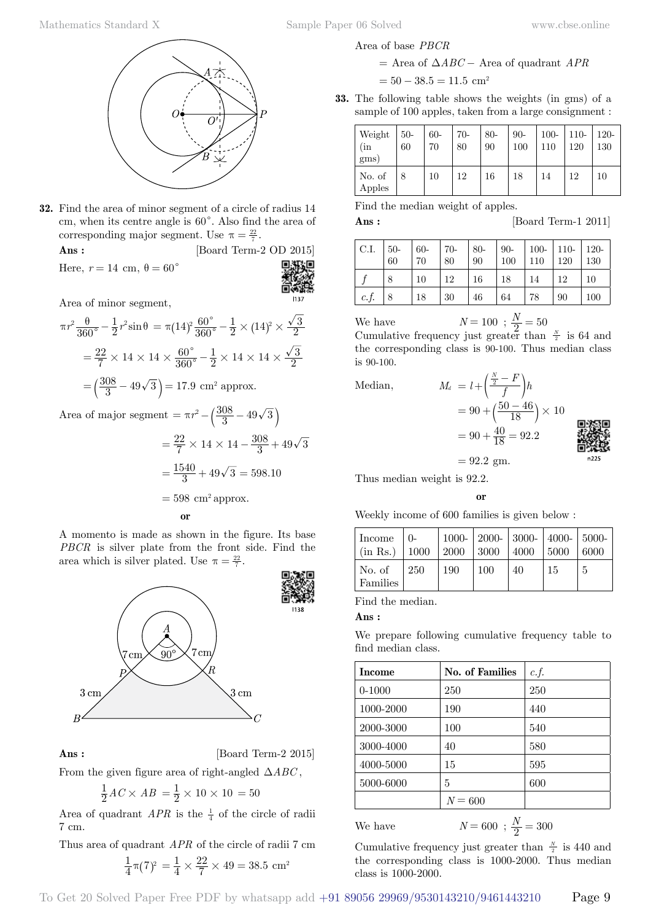**32.** Find the area of minor segment of a circle of radius 14 cm, when its centre angle is $60^\circ$. Also find the area of corresponding major segment. Use $\pi = \frac{22}{7}$.

**Ans :** [Board Term-2 OD 2015]

Here, $r = 14$ cm, $\theta = 60^\circ$

Area of minor segment,

$$\pi r^2 \frac{\theta}{360^\circ} - \frac{1}{2} r^2 \sin\theta = \pi(14)^2 \frac{60^\circ}{360^\circ} - \frac{1}{2} \times (14)^2 \times \frac{\sqrt{3}}{2}$$

$$= \frac{22}{7} \times 14 \times 14 \times \frac{60^\circ}{360^\circ} - \frac{1}{2} \times 14 \times 14 \times \frac{\sqrt{3}}{2}$$

$$= \left(\frac{308}{3} - 49\sqrt{3}\right) = 17.9 \text{ cm}^2 \text{ approx.}$$

Area of major segment $= \pi r^2 - \left(\frac{308}{3} - 49\sqrt{3}\right)$

$$= \frac{22}{7} \times 14 \times 14 - \frac{308}{3} + 49\sqrt{3}$$

$$= \frac{1540}{3} + 49\sqrt{3} = 598.10$$

$$= 598 \text{ cm}^2 \text{ approx.}$$

**or**

A momento is made as shown in the figure. Its base $PBCR$ is silver plate from the front side. Find the area which is silver plated. Use $\pi = \frac{22}{7}$.

**Ans :** [Board Term-2 2015]

From the given figure area of right-angled $\Delta ABC$,

$$\frac{1}{2} AC \times AB = \frac{1}{2} \times 10 \times 10 = 50$$

Area of quadrant $APR$ is the $\frac{1}{4}$ of the circle of radii 7 cm.

Thus area of quadrant $APR$ of the circle of radii 7 cm

$$\frac{1}{4}\pi(7)^2 = \frac{1}{4} \times \frac{22}{7} \times 49 = 38.5 \text{ cm}^2$$

Area of base $PBCR$

$= \text{Area of } \Delta ABC - \text{Area of quadrant } APR$

$= 50 - 38.5 = 11.5 \text{ cm}^2$

**33.** The following table shows the weights (in gms) of a sample of 100 apples, taken from a large consignment :

| Weight (in gms) | 50-60 | 60-70 | 70-80 | 80-90 | 90-100 | 100-110 | 110-120 | 120-130 |
|---|---|---|---|---|---|---|---|---|
| No. of Apples | 8 | 10 | 12 | 16 | 18 | 14 | 12 | 10 |

Find the median weight of apples.

**Ans :** [Board Term-1 2011]

| C.I. | 50-60 | 60-70 | 70-80 | 80-90 | 90-100 | 100-110 | 110-120 | 120-130 |
|---|---|---|---|---|---|---|---|---|
| $f$ | 8 | 10 | 12 | 16 | 18 | 14 | 12 | 10 |
| $c.f.$ | 8 | 18 | 30 | 46 | 64 | 78 | 90 | 100 |

We have $N = 100$ ; $\frac{N}{2} = 50$

Cumulative frequency just greater than $\frac{N}{2}$ is 64 and the corresponding class is 90-100. Thus median class is 90-100.

Median,

$$M_d = l + \left(\frac{\frac{N}{2} - F}{f}\right)h$$

$$= 90 + \left(\frac{50 - 46}{18}\right) \times 10$$

$$= 90 + \frac{40}{18} = 92.2$$

$$= 92.2 \text{ gm.}$$

Thus median weight is 92.2.

**or**

Weekly income of 600 families is given below :

| Income (in Rs.) | 0-1000 | 1000-2000 | 2000-3000 | 3000-4000 | 4000-5000 | 5000-6000 |
|---|---|---|---|---|---|---|
| No. of Families | 250 | 190 | 100 | 40 | 15 | 5 |

Find the median.

**Ans :**

We prepare following cumulative frequency table to find median class.

| Income | No. of Families | $c.f.$ |
|---|---|---|
| 0-1000 | 250 | 250 |
| 1000-2000 | 190 | 440 |
| 2000-3000 | 100 | 540 |
| 3000-4000 | 40 | 580 |
| 4000-5000 | 15 | 595 |
| 5000-6000 | 5 | 600 |
| | $N = 600$ | |

We have $N = 600$ ; $\frac{N}{2} = 300$

Cumulative frequency just greater than $\frac{N}{2}$ is 440 and the corresponding class is 1000-2000. Thus median class is 1000-2000.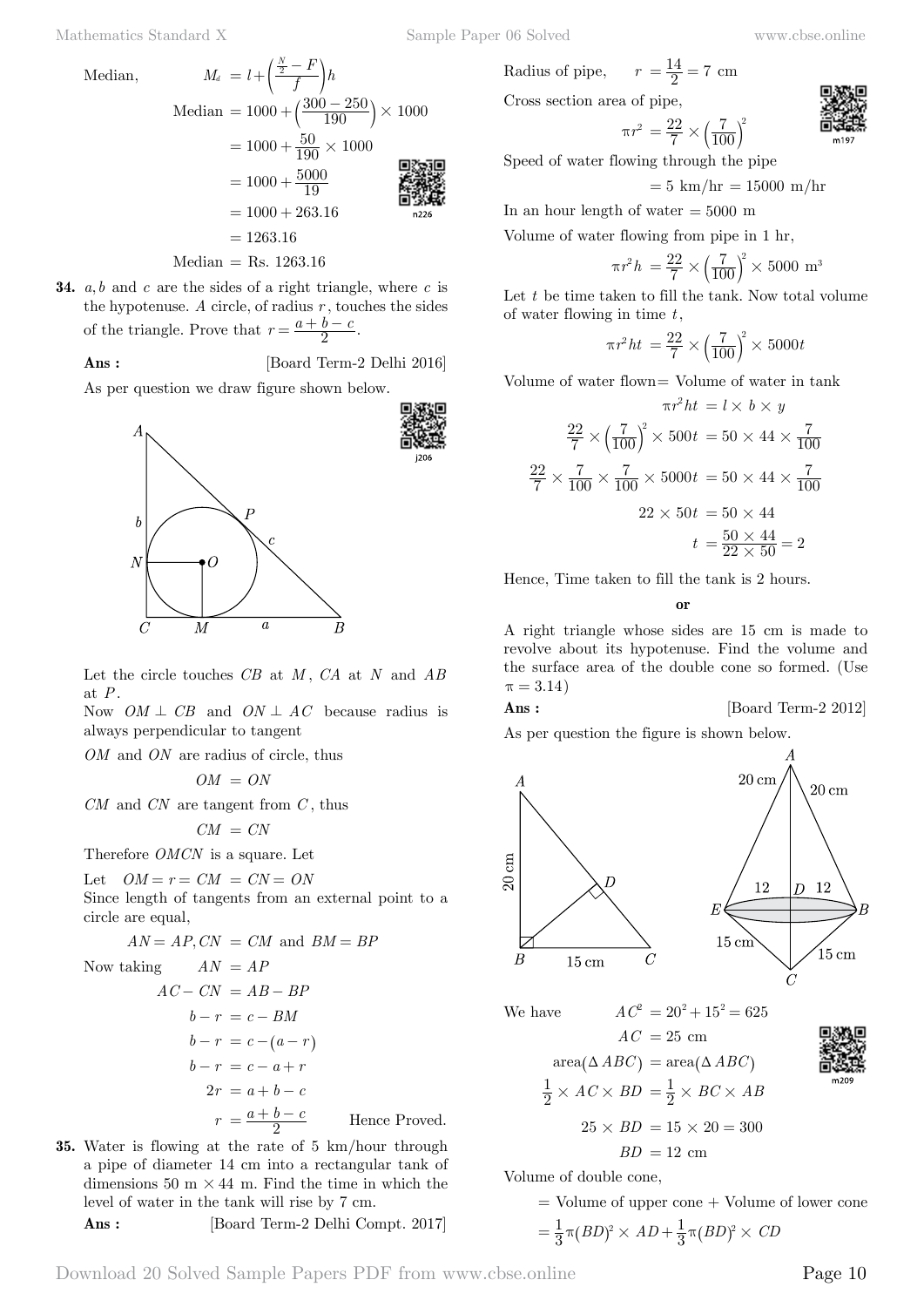Median, $\quad M_d = l + \left(\frac{\frac{N}{2} - F}{f}\right)h$

$$\text{Median} = 1000 + \left(\frac{300-250}{190}\right) \times 1000$$

$$= 1000 + \frac{50}{190} \times 1000$$

$$= 1000 + \frac{5000}{19}$$

$$= 1000 + 263.16$$

$$= 1263.16$$

Median = Rs. 1263.16

**34.** $a, b$ and $c$ are the sides of a right triangle, where $c$ is the hypotenuse. A circle, of radius $r$, touches the sides of the triangle. Prove that $r = \frac{a+b-c}{2}$.

**Ans :** [Board Term-2 Delhi 2016]

As per question we draw figure shown below.

A
b
P
c
N
O
C
M
a
B

Let the circle touches $CB$ at $M$, $CA$ at $N$ and $AB$ at $P$.

Now $OM \perp CB$ and $ON \perp AC$ because radius is always perpendicular to tangent

$OM$ and $ON$ are radius of circle, thus

$$OM = ON$$

$CM$ and $CN$ are tangent from $C$, thus

$$CM = CN$$

Therefore $OMCN$ is a square. Let

Let $\quad OM = r = CM = CN = ON$

Since length of tangents from an external point to a circle are equal,

$$AN = AP, CN = CM \text{ and } BM = BP$$

Now taking $\quad AN = AP$

$$AC - CN = AB - BP$$

$$b - r = c - BM$$

$$b - r = c - (a - r)$$

$$b - r = c - a + r$$

$$2r = a + b - c$$

$$r = \frac{a+b-c}{2} \quad \text{Hence Proved.}$$

**35.** Water is flowing at the rate of 5 km/hour through a pipe of diameter 14 cm into a rectangular tank of dimensions 50 m $\times$ 44 m. Find the time in which the level of water in the tank will rise by 7 cm.

**Ans :** [Board Term-2 Delhi Compt. 2017]

Radius of pipe, $\quad r = \frac{14}{2} = 7$ cm

Cross section area of pipe,

$$\pi r^2 = \frac{22}{7} \times \left(\frac{7}{100}\right)^2$$

Speed of water flowing through the pipe

$$= 5 \text{ km/hr} = 15000 \text{ m/hr}$$

In an hour length of water = 5000 m

Volume of water flowing from pipe in 1 hr,

$$\pi r^2 h = \frac{22}{7} \times \left(\frac{7}{100}\right)^2 \times 5000 \text{ m}^3$$

Let $t$ be time taken to fill the tank. Now total volume of water flowing in time $t$,

$$\pi r^2 ht = \frac{22}{7} \times \left(\frac{7}{100}\right)^2 \times 5000t$$

Volume of water flown= Volume of water in tank

$$\pi r^2 ht = l \times b \times y$$

$$\frac{22}{7} \times \left(\frac{7}{100}\right)^2 \times 500t = 50 \times 44 \times \frac{7}{100}$$

$$\frac{22}{7} \times \frac{7}{100} \times \frac{7}{100} \times 5000t = 50 \times 44 \times \frac{7}{100}$$

$$22 \times 50t = 50 \times 44$$

$$t = \frac{50 \times 44}{22 \times 50} = 2$$

Hence, Time taken to fill the tank is 2 hours.

**or**

A right triangle whose sides are 15 cm is made to revolve about its hypotenuse. Find the volume and the surface area of the double cone so formed. (Use $\pi = 3.14$)

**Ans :** [Board Term-2 2012]

As per question the figure is shown below.

A
20 cm
D
B
15 cm
C

A
20 cm
20 cm
12
D
12
E
B
15 cm
15 cm
C

We have $\quad AC^2 = 20^2 + 15^2 = 625$

$$AC = 25 \text{ cm}$$

$$\text{area}(\Delta ABC) = \text{area}(\Delta ABC)$$

$$\frac{1}{2} \times AC \times BD = \frac{1}{2} \times BC \times AB$$

$$25 \times BD = 15 \times 20 = 300$$

$$BD = 12 \text{ cm}$$

Volume of double cone,

= Volume of upper cone + Volume of lower cone

$$= \frac{1}{3}\pi(BD)^2 \times AD + \frac{1}{3}\pi(BD)^2 \times CD$$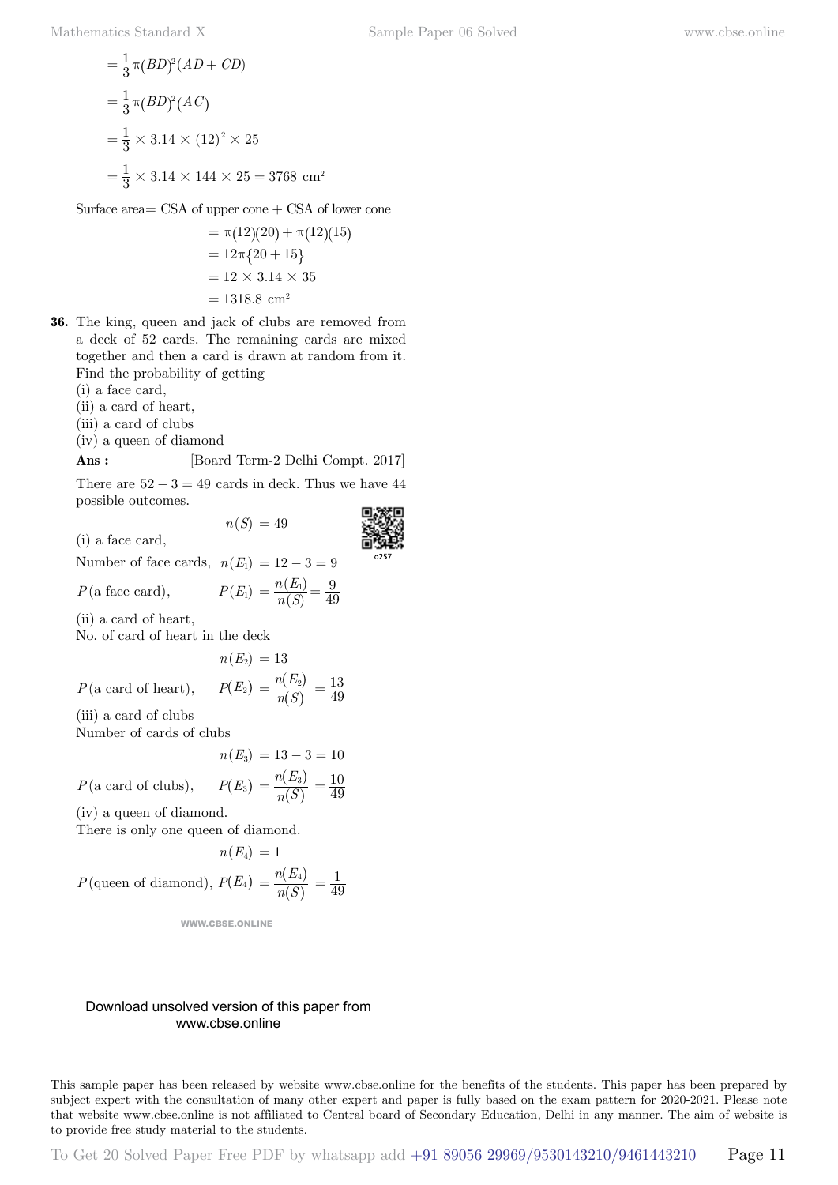$$= \frac{1}{3}\pi(BD)^2(AD + CD)$$

$$= \frac{1}{3}\pi(BD)^2(AC)$$

$$= \frac{1}{3} \times 3.14 \times (12)^2 \times 25$$

$$= \frac{1}{3} \times 3.14 \times 144 \times 25 = 3768 \text{ cm}^2$$

Surface area= CSA of upper cone + CSA of lower cone

$$= \pi(12)(20) + \pi(12)(15)$$

$$= 12\pi\{20 + 15\}$$

$$= 12 \times 3.14 \times 35$$

$$= 1318.8 \text{ cm}^2$$

**36.** The king, queen and jack of clubs are removed from a deck of 52 cards. The remaining cards are mixed together and then a card is drawn at random from it. Find the probability of getting

(i) a face card,
(ii) a card of heart,
(iii) a card of clubs
(iv) a queen of diamond

**Ans :** [Board Term-2 Delhi Compt. 2017]

There are $52 - 3 = 49$ cards in deck. Thus we have 44 possible outcomes.

$$n(S) = 49$$

(i) a face card,

Number of face cards, $n(E_1) = 12 - 3 = 9$

$P(\text{a face card})$, $P(E_1) = \frac{n(E_1)}{n(S)} = \frac{9}{49}$

(ii) a card of heart,

No. of card of heart in the deck

$$n(E_2) = 13$$

$P(\text{a card of heart})$, $P(E_2) = \frac{n(E_2)}{n(S)} = \frac{13}{49}$

(iii) a card of clubs

Number of cards of clubs

$$n(E_3) = 13 - 3 = 10$$

$P(\text{a card of clubs})$, $P(E_3) = \frac{n(E_3)}{n(S)} = \frac{10}{49}$

(iv) a queen of diamond.

There is only one queen of diamond.

$$n(E_4) = 1$$

$P(\text{queen of diamond})$, $P(E_4) = \frac{n(E_4)}{n(S)} = \frac{1}{49}$

WWW.CBSE.ONLINE

Download unsolved version of this paper from www.cbse.online

This sample paper has been released by website www.cbse.online for the benefits of the students. This paper has been prepared by subject expert with the consultation of many other expert and paper is fully based on the exam pattern for 2020-2021. Please note that website www.cbse.online is not affiliated to Central board of Secondary Education, Delhi in any manner. The aim of website is to provide free study material to the students.